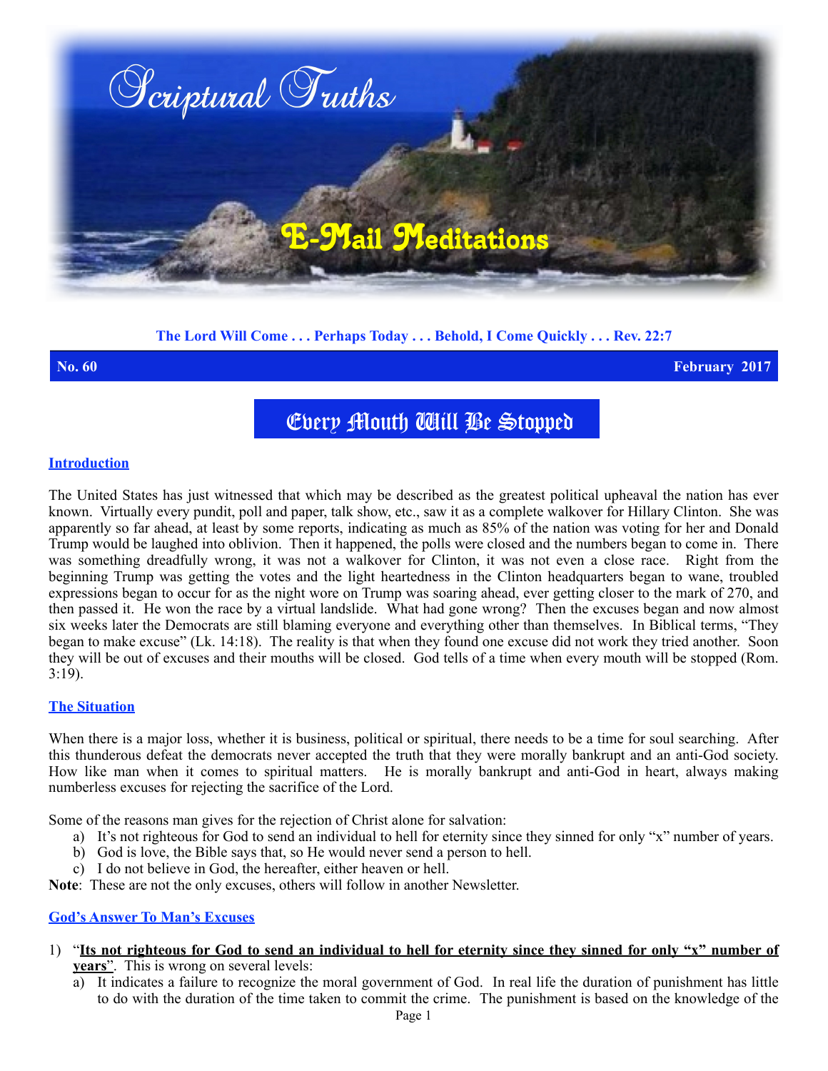# Scriptural Truths

## E-Mail Meditations

**The Lord Will Come . . . Perhaps Today . . . Behold, I Come Quickly . . . Rev. 22:7**

**No. 60** **February 2017**

# Every Mouth Will Be Stopped

### Introduction

The United States has just witnessed that which may be described as the greatest political upheaval the nation has ever known. Virtually every pundit, poll and paper, talk show, etc., saw it as a complete walkover for Hillary Clinton. She was apparently so far ahead, at least by some reports, indicating as much as 85% of the nation was voting for her and Donald Trump would be laughed into oblivion. Then it happened, the polls were closed and the numbers began to come in. There was something dreadfully wrong, it was not a walkover for Clinton, it was not even a close race. Right from the beginning Trump was getting the votes and the light heartedness in the Clinton headquarters began to wane, troubled expressions began to occur for as the night wore on Trump was soaring ahead, ever getting closer to the mark of 270, and then passed it. He won the race by a virtual landslide. What had gone wrong? Then the excuses began and now almost six weeks later the Democrats are still blaming everyone and everything other than themselves. In Biblical terms, "They began to make excuse" (Lk. 14:18). The reality is that when they found one excuse did not work they tried another. Soon they will be out of excuses and their mouths will be closed. God tells of a time when every mouth will be stopped (Rom. 3:19).

### The Situation

When there is a major loss, whether it is business, political or spiritual, there needs to be a time for soul searching. After this thunderous defeat the democrats never accepted the truth that they were morally bankrupt and an anti-God society. How like man when it comes to spiritual matters. He is morally bankrupt and anti-God in heart, always making numberless excuses for rejecting the sacrifice of the Lord.

Some of the reasons man gives for the rejection of Christ alone for salvation:

a) It's not righteous for God to send an individual to hell for eternity since they sinned for only "x" number of years.
b) God is love, the Bible says that, so He would never send a person to hell.
c) I do not believe in God, the hereafter, either heaven or hell.

**Note**: These are not the only excuses, others will follow in another Newsletter.

### God's Answer To Man's Excuses

1) "**Its not righteous for God to send an individual to hell for eternity since they sinned for only "x" number of years**". This is wrong on several levels:
   a) It indicates a failure to recognize the moral government of God. In real life the duration of punishment has little to do with the duration of the time taken to commit the crime. The punishment is based on the knowledge of the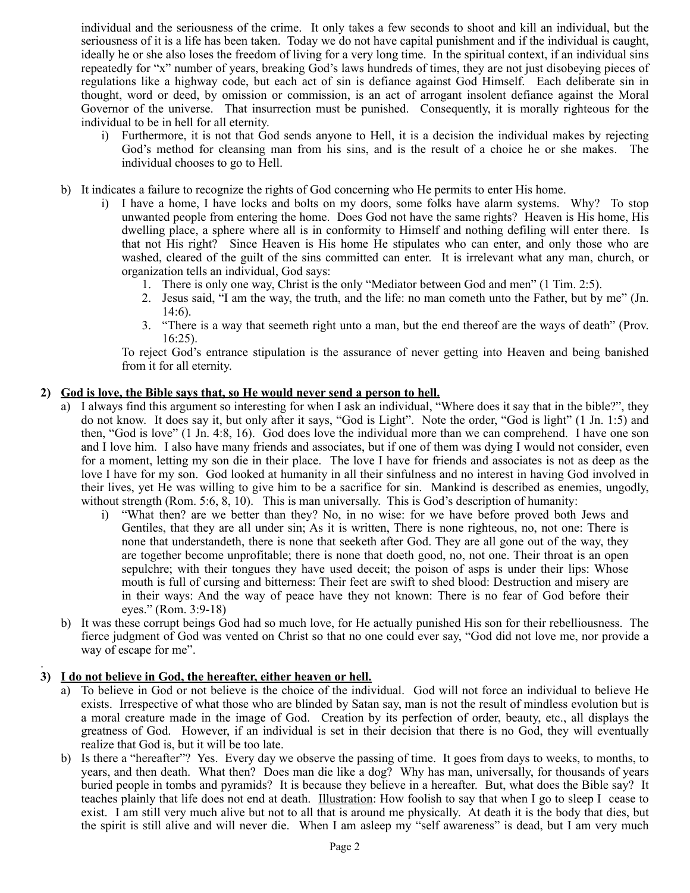individual and the seriousness of the crime. It only takes a few seconds to shoot and kill an individual, but the seriousness of it is a life has been taken. Today we do not have capital punishment and if the individual is caught, ideally he or she also loses the freedom of living for a very long time. In the spiritual context, if an individual sins repeatedly for "x" number of years, breaking God's laws hundreds of times, they are not just disobeying pieces of regulations like a highway code, but each act of sin is defiance against God Himself. Each deliberate sin in thought, word or deed, by omission or commission, is an act of arrogant insolent defiance against the Moral Governor of the universe. That insurrection must be punished. Consequently, it is morally righteous for the individual to be in hell for all eternity.

   i) Furthermore, it is not that God sends anyone to Hell, it is a decision the individual makes by rejecting God's method for cleansing man from his sins, and is the result of a choice he or she makes. The individual chooses to go to Hell.

b) It indicates a failure to recognize the rights of God concerning who He permits to enter His home.

   i) I have a home, I have locks and bolts on my doors, some folks have alarm systems. Why? To stop unwanted people from entering the home. Does God not have the same rights? Heaven is His home, His dwelling place, a sphere where all is in conformity to Himself and nothing defiling will enter there. Is that not His right? Since Heaven is His home He stipulates who can enter, and only those who are washed, cleared of the guilt of the sins committed can enter. It is irrelevant what any man, church, or organization tells an individual, God says:

      1. There is only one way, Christ is the only "Mediator between God and men" (1 Tim. 2:5).
      2. Jesus said, "I am the way, the truth, and the life: no man cometh unto the Father, but by me" (Jn. 14:6).
      3. "There is a way that seemeth right unto a man, but the end thereof are the ways of death" (Prov. 16:25).

   To reject God's entrance stipulation is the assurance of never getting into Heaven and being banished from it for all eternity.

**2) <u>God is love, the Bible says that, so He would never send a person to hell.</u>**

a) I always find this argument so interesting for when I ask an individual, "Where does it say that in the bible?", they do not know. It does say it, but only after it says, "God is Light". Note the order, "God is light" (1 Jn. 1:5) and then, "God is love" (1 Jn. 4:8, 16). God does love the individual more than we can comprehend. I have one son and I love him. I also have many friends and associates, but if one of them was dying I would not consider, even for a moment, letting my son die in their place. The love I have for friends and associates is not as deep as the love I have for my son. God looked at humanity in all their sinfulness and no interest in having God involved in their lives, yet He was willing to give him to be a sacrifice for sin. Mankind is described as enemies, ungodly, without strength (Rom. 5:6, 8, 10). This is man universally. This is God's description of humanity:

   i) "What then? are we better than they? No, in no wise: for we have before proved both Jews and Gentiles, that they are all under sin; As it is written, There is none righteous, no, not one: There is none that understandeth, there is none that seeketh after God. They are all gone out of the way, they are together become unprofitable; there is none that doeth good, no, not one. Their throat is an open sepulchre; with their tongues they have used deceit; the poison of asps is under their lips: Whose mouth is full of cursing and bitterness: Their feet are swift to shed blood: Destruction and misery are in their ways: And the way of peace have they not known: There is no fear of God before their eyes." (Rom. 3:9-18)

b) It was these corrupt beings God had so much love, for He actually punished His son for their rebelliousness. The fierce judgment of God was vented on Christ so that no one could ever say, "God did not love me, nor provide a way of escape for me".

**3) <u>I do not believe in God, the hereafter, either heaven or hell.</u>**

a) To believe in God or not believe is the choice of the individual. God will not force an individual to believe He exists. Irrespective of what those who are blinded by Satan say, man is not the result of mindless evolution but is a moral creature made in the image of God. Creation by its perfection of order, beauty, etc., all displays the greatness of God. However, if an individual is set in their decision that there is no God, they will eventually realize that God is, but it will be too late.

b) Is there a "hereafter"? Yes. Every day we observe the passing of time. It goes from days to weeks, to months, to years, and then death. What then? Does man die like a dog? Why has man, universally, for thousands of years buried people in tombs and pyramids? It is because they believe in a hereafter. But, what does the Bible say? It teaches plainly that life does not end at death. <u>Illustration</u>: How foolish to say that when I go to sleep I cease to exist. I am still very much alive but not to all that is around me physically. At death it is the body that dies, but the spirit is still alive and will never die. When I am asleep my "self awareness" is dead, but I am very much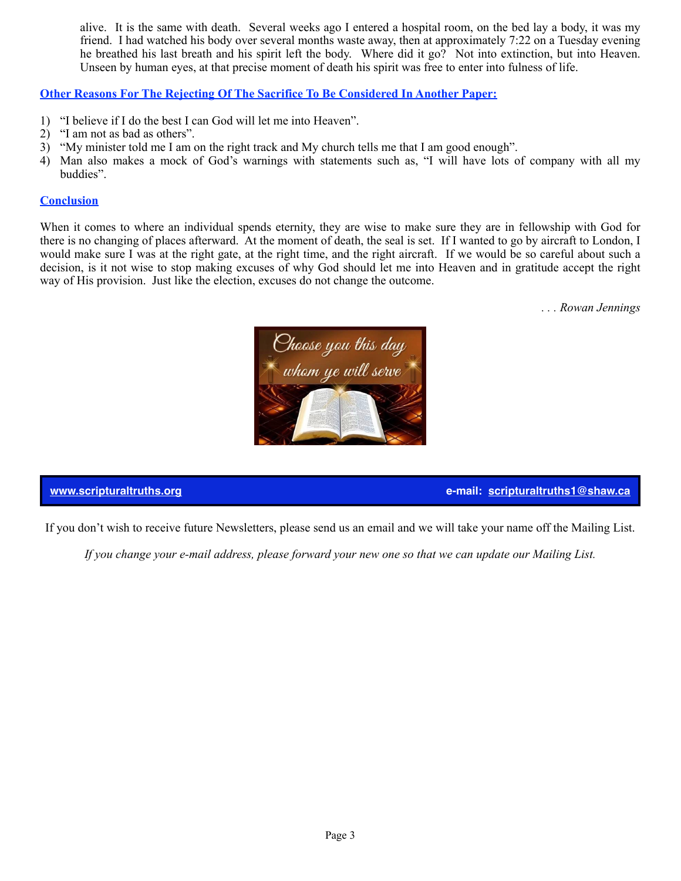alive. It is the same with death. Several weeks ago I entered a hospital room, on the bed lay a body, it was my friend. I had watched his body over several months waste away, then at approximately 7:22 on a Tuesday evening he breathed his last breath and his spirit left the body. Where did it go? Not into extinction, but into Heaven. Unseen by human eyes, at that precise moment of death his spirit was free to enter into fulness of life.

**Other Reasons For The Rejecting Of The Sacrifice To Be Considered In Another Paper:**

1) "I believe if I do the best I can God will let me into Heaven".
2) "I am not as bad as others".
3) "My minister told me I am on the right track and My church tells me that I am good enough".
4) Man also makes a mock of God's warnings with statements such as, "I will have lots of company with all my buddies".

**Conclusion**

When it comes to where an individual spends eternity, they are wise to make sure they are in fellowship with God for there is no changing of places afterward. At the moment of death, the seal is set. If I wanted to go by aircraft to London, I would make sure I was at the right gate, at the right time, and the right aircraft. If we would be so careful about such a decision, is it not wise to stop making excuses of why God should let me into Heaven and in gratitude accept the right way of His provision. Just like the election, excuses do not change the outcome.

*. . . Rowan Jennings*

Choose you this day whom ye will serve

**www.scripturaltruths.org** **e-mail: scripturaltruths1@shaw.ca**

If you don't wish to receive future Newsletters, please send us an email and we will take your name off the Mailing List.

*If you change your e-mail address, please forward your new one so that we can update our Mailing List.*